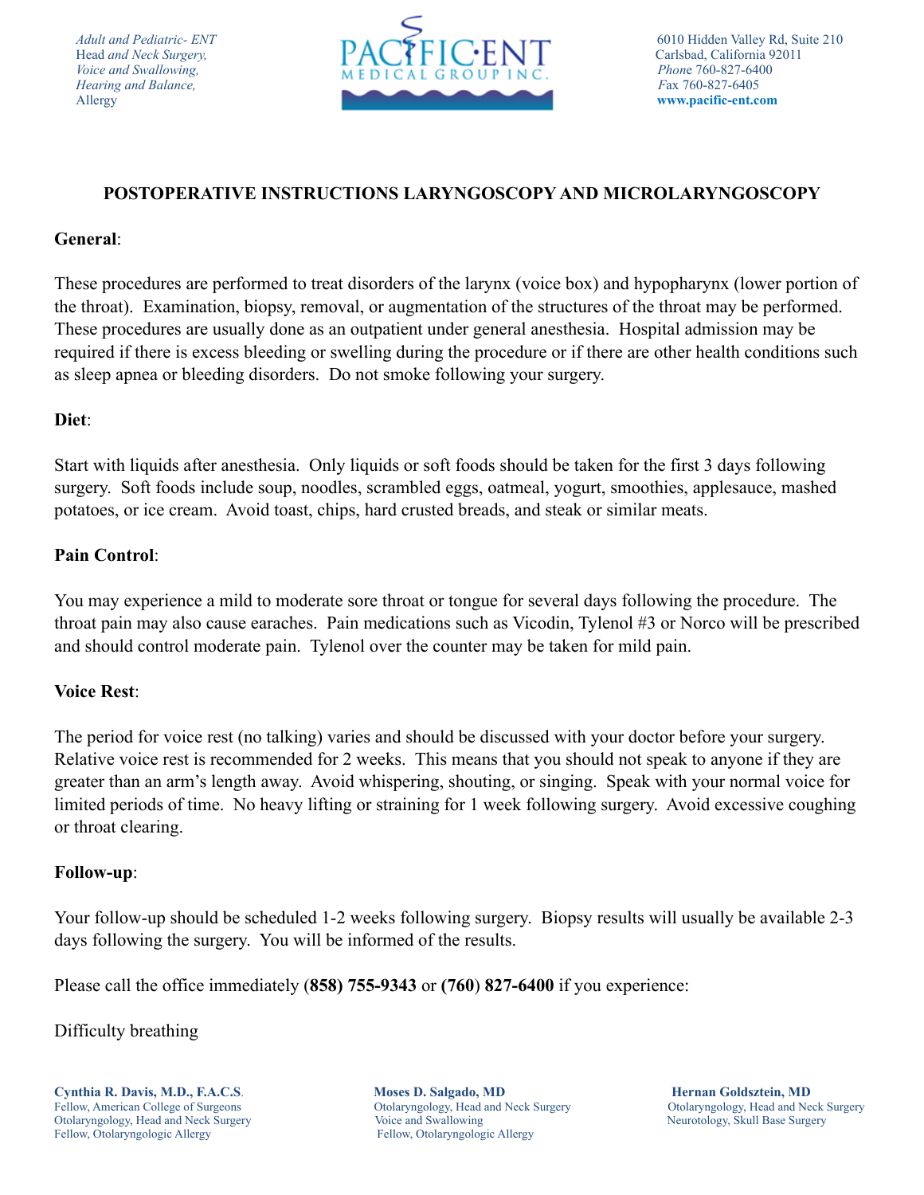*Adult and Pediatric- ENT*
Head *and Neck Surgery,*
*Voice and Swallowing,*
*Hearing and Balance,*
Allergy

PACIFIC·ENT
MEDICAL GROUP INC.

6010 Hidden Valley Rd, Suite 210
Carlsbad, California 92011
*Phone* 760-827-6400
*Fax* 760-827-6405
**www.pacific-ent.com**

# POSTOPERATIVE INSTRUCTIONS LARYNGOSCOPY AND MICROLARYNGOSCOPY

**General**:

These procedures are performed to treat disorders of the larynx (voice box) and hypopharynx (lower portion of the throat). Examination, biopsy, removal, or augmentation of the structures of the throat may be performed. These procedures are usually done as an outpatient under general anesthesia. Hospital admission may be required if there is excess bleeding or swelling during the procedure or if there are other health conditions such as sleep apnea or bleeding disorders. Do not smoke following your surgery.

**Diet**:

Start with liquids after anesthesia. Only liquids or soft foods should be taken for the first 3 days following surgery. Soft foods include soup, noodles, scrambled eggs, oatmeal, yogurt, smoothies, applesauce, mashed potatoes, or ice cream. Avoid toast, chips, hard crusted breads, and steak or similar meats.

**Pain Control**:

You may experience a mild to moderate sore throat or tongue for several days following the procedure. The throat pain may also cause earaches. Pain medications such as Vicodin, Tylenol #3 or Norco will be prescribed and should control moderate pain. Tylenol over the counter may be taken for mild pain.

**Voice Rest**:

The period for voice rest (no talking) varies and should be discussed with your doctor before your surgery. Relative voice rest is recommended for 2 weeks. This means that you should not speak to anyone if they are greater than an arm's length away. Avoid whispering, shouting, or singing. Speak with your normal voice for limited periods of time. No heavy lifting or straining for 1 week following surgery. Avoid excessive coughing or throat clearing.

**Follow-up**:

Your follow-up should be scheduled 1-2 weeks following surgery. Biopsy results will usually be available 2-3 days following the surgery. You will be informed of the results.

Please call the office immediately (**858) 755-9343** or **(760**) **827-6400** if you experience:

Difficulty breathing

**Cynthia R. Davis, M.D., F.A.C.S**.
Fellow, American College of Surgeons
Otolaryngology, Head and Neck Surgery
Fellow, Otolaryngologic Allergy

**Moses D. Salgado, MD**
Otolaryngology, Head and Neck Surgery
Voice and Swallowing
Fellow, Otolaryngologic Allergy

**Hernan Goldsztein, MD**
Otolaryngology, Head and Neck Surgery
Neurotology, Skull Base Surgery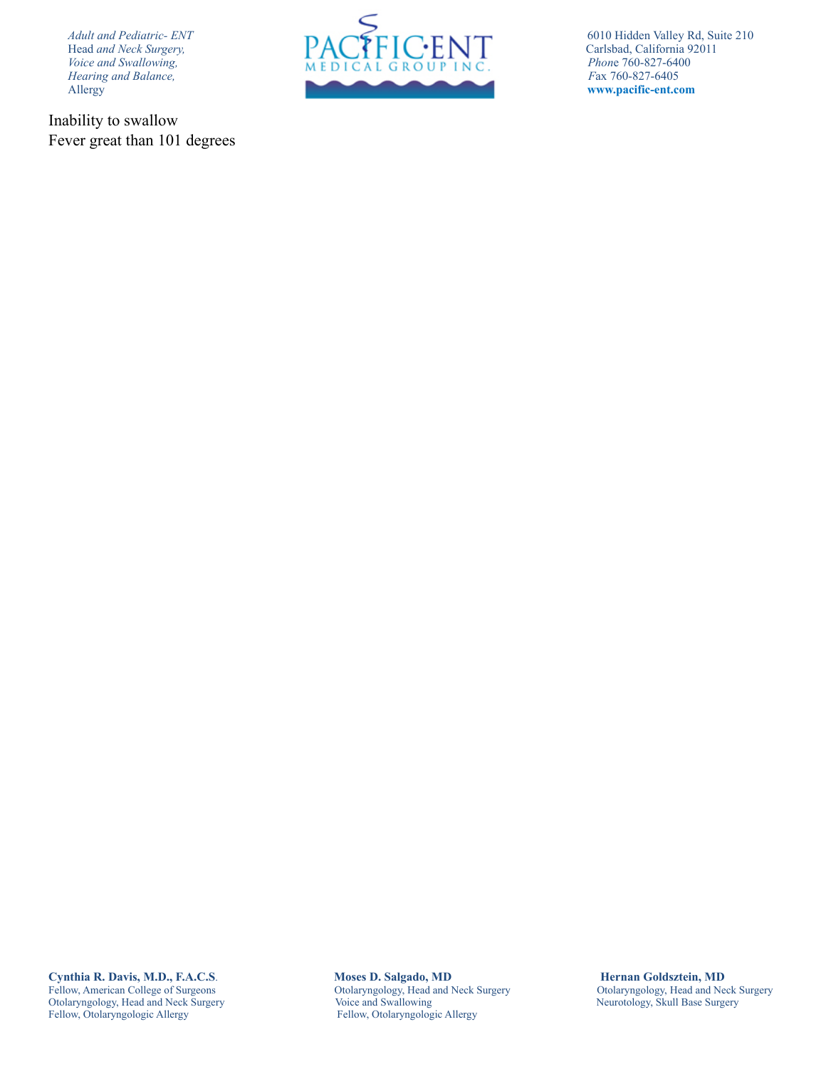*Adult and Pediatric- ENT*
Head *and Neck Surgery,*
*Voice and Swallowing,*
*Hearing and Balance,*
Allergy

PACIFIC·ENT
MEDICAL GROUP INC.

6010 Hidden Valley Rd, Suite 210
Carlsbad, California 92011
*Phon*e 760-827-6400
*F*ax 760-827-6405
**www.pacific-ent.com**

Inability to swallow
Fever great than 101 degrees

**Cynthia R. Davis, M.D., F.A.C.S**.
Fellow, American College of Surgeons
Otolaryngology, Head and Neck Surgery
Fellow, Otolaryngologic Allergy

**Moses D. Salgado, MD**
Otolaryngology, Head and Neck Surgery
Voice and Swallowing
Fellow, Otolaryngologic Allergy

**Hernan Goldsztein, MD**
Otolaryngology, Head and Neck Surgery
Neurotology, Skull Base Surgery